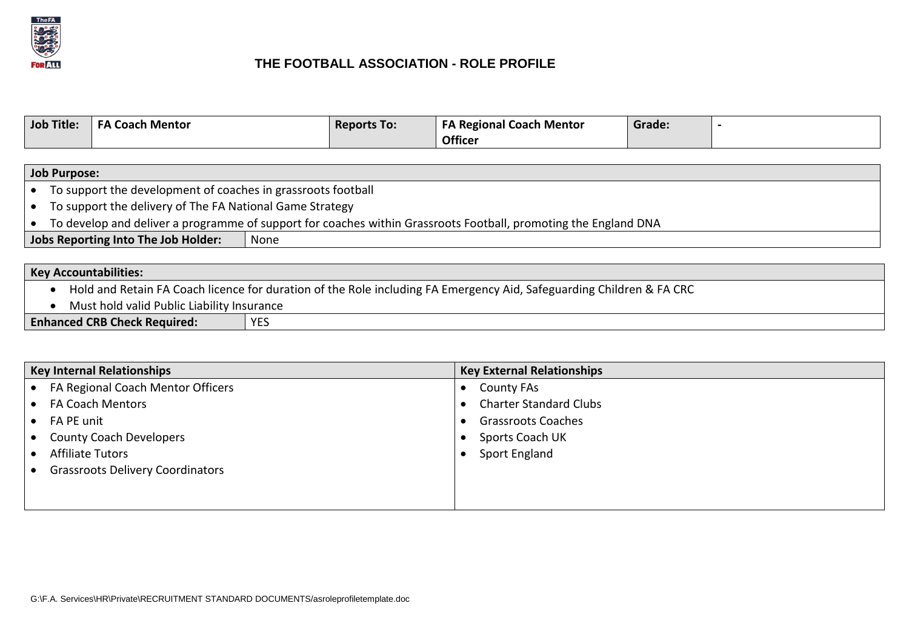# THE FOOTBALL ASSOCIATION - ROLE PROFILE

| Job Title: | FA Coach Mentor | Reports To: | FA Regional Coach Mentor Officer | Grade: | - |
|---|---|---|---|---|---|

**Job Purpose:**

- To support the development of coaches in grassroots football
- To support the delivery of The FA National Game Strategy
- To develop and deliver a programme of support for coaches within Grassroots Football, promoting the England DNA

| Jobs Reporting Into The Job Holder: | None |
|---|---|

**Key Accountabilities:**

- Hold and Retain FA Coach licence for duration of the Role including FA Emergency Aid, Safeguarding Children & FA CRC
- Must hold valid Public Liability Insurance

| Enhanced CRB Check Required: | YES |
|---|---|

| Key Internal Relationships | Key External Relationships |
|---|---|
| • FA Regional Coach Mentor Officers | • County FAs |
| • FA Coach Mentors | • Charter Standard Clubs |
| • FA PE unit | • Grassroots Coaches |
| • County Coach Developers | • Sports Coach UK |
| • Affiliate Tutors | • Sport England |
| • Grassroots Delivery Coordinators | |

G:\F.A. Services\HR\Private\RECRUITMENT STANDARD DOCUMENTS/asroleprofiletemplate.doc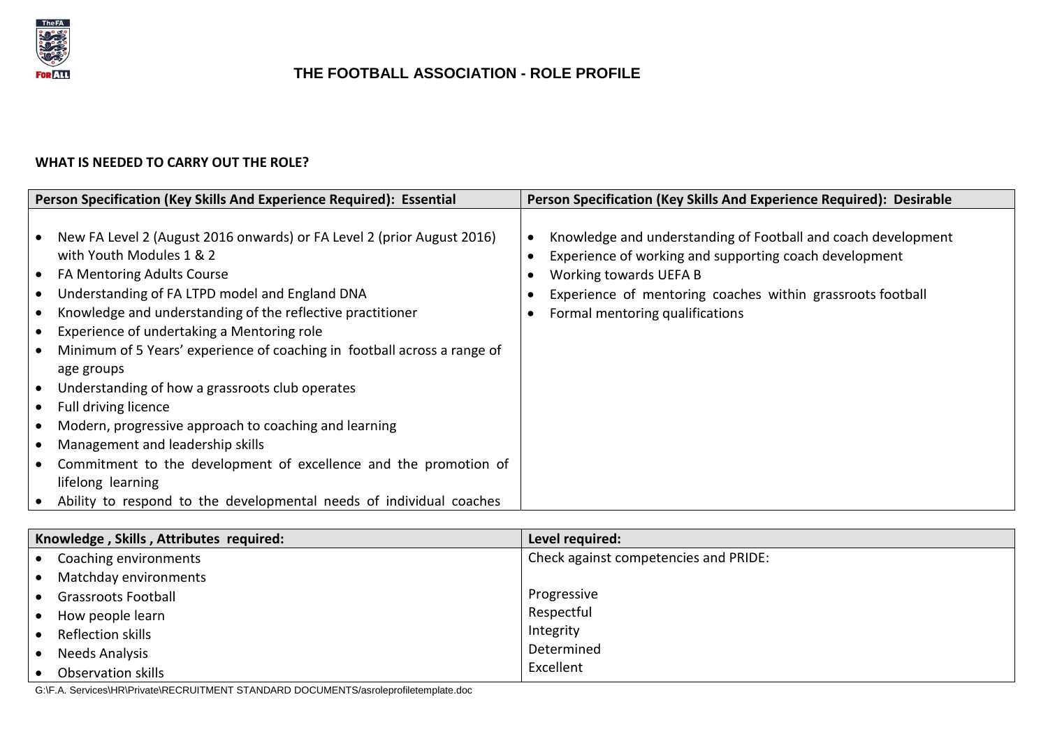# THE FOOTBALL ASSOCIATION - ROLE PROFILE

**WHAT IS NEEDED TO CARRY OUT THE ROLE?**

| Person Specification (Key Skills And Experience Required): Essential | Person Specification (Key Skills And Experience Required): Desirable |
|---|---|
| • New FA Level 2 (August 2016 onwards) or FA Level 2 (prior August 2016) with Youth Modules 1 & 2<br>• FA Mentoring Adults Course<br>• Understanding of FA LTPD model and England DNA<br>• Knowledge and understanding of the reflective practitioner<br>• Experience of undertaking a Mentoring role<br>• Minimum of 5 Years' experience of coaching in football across a range of age groups<br>• Understanding of how a grassroots club operates<br>• Full driving licence<br>• Modern, progressive approach to coaching and learning<br>• Management and leadership skills<br>• Commitment to the development of excellence and the promotion of lifelong learning<br>• Ability to respond to the developmental needs of individual coaches | • Knowledge and understanding of Football and coach development<br>• Experience of working and supporting coach development<br>• Working towards UEFA B<br>• Experience of mentoring coaches within grassroots football<br>• Formal mentoring qualifications |

| Knowledge , Skills , Attributes required: | Level required: |
|---|---|
| • Coaching environments<br>• Matchday environments<br>• Grassroots Football<br>• How people learn<br>• Reflection skills<br>• Needs Analysis<br>• Observation skills | Check against competencies and PRIDE:<br><br>Progressive<br>Respectful<br>Integrity<br>Determined<br>Excellent |

G:\F.A. Services\HR\Private\RECRUITMENT STANDARD DOCUMENTS/asroleprofiletemplate.doc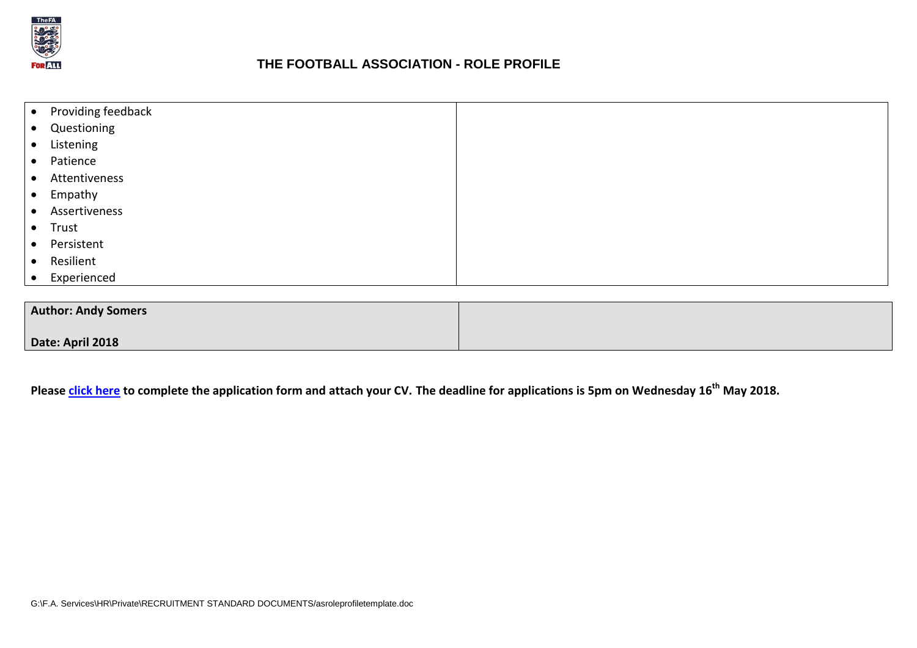| | |
|---|---|
| • Providing feedback<br>• Questioning<br>• Listening<br>• Patience<br>• Attentiveness<br>• Empathy<br>• Assertiveness<br>• Trust<br>• Persistent<br>• Resilient<br>• Experienced | |

| | |
|---|---|
| **Author: Andy Somers**<br><br>**Date: April 2018** | |

**Please click here to complete the application form and attach your CV. The deadline for applications is 5pm on Wednesday 16th May 2018.**